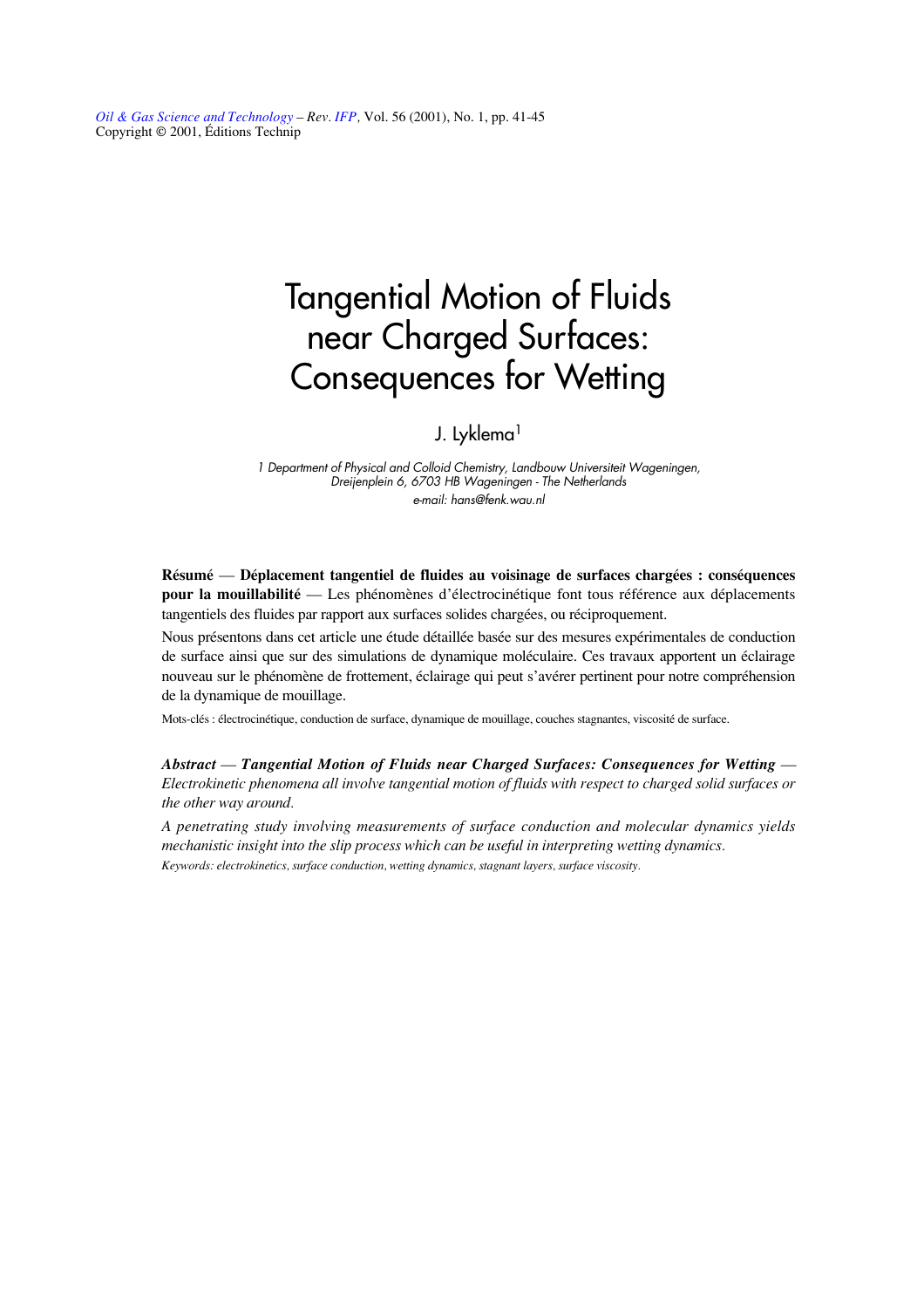# Tangential Motion of Fluids near Charged Surfaces: Consequences for Wetting

J. Lyklema[1]

*1 Department of Physical and Colloid Chemistry, Landbouw Universiteit Wageningen, Dreijenplein 6, 6703 HB Wageningen - The Netherlands*
*e-mail: hans@fenk.wau.nl*

**Résumé — Déplacement tangentiel de fluides au voisinage de surfaces chargées : conséquences pour la mouillabilité** — Les phénomènes d'électrocinétique font tous référence aux déplacements tangentiels des fluides par rapport aux surfaces solides chargées, ou réciproquement.

Nous présentons dans cet article une étude détaillée basée sur des mesures expérimentales de conduction de surface ainsi que sur des simulations de dynamique moléculaire. Ces travaux apportent un éclairage nouveau sur le phénomène de frottement, éclairage qui peut s'avérer pertinent pour notre compréhension de la dynamique de mouillage.

Mots-clés : électrocinétique, conduction de surface, dynamique de mouillage, couches stagnantes, viscosité de surface.

***Abstract — Tangential Motion of Fluids near Charged Surfaces: Consequences for Wetting —*** *Electrokinetic phenomena all involve tangential motion of fluids with respect to charged solid surfaces or the other way around.*

*A penetrating study involving measurements of surface conduction and molecular dynamics yields mechanistic insight into the slip process which can be useful in interpreting wetting dynamics.*

*Keywords: electrokinetics, surface conduction, wetting dynamics, stagnant layers, surface viscosity.*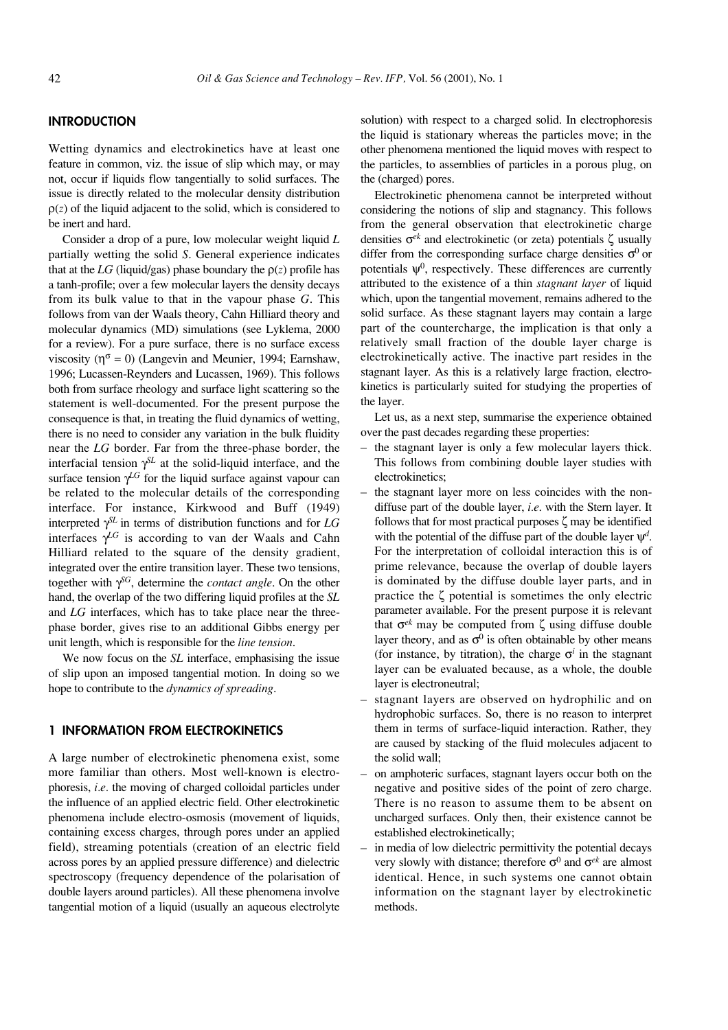## INTRODUCTION

Wetting dynamics and electrokinetics have at least one feature in common, viz. the issue of slip which may, or may not, occur if liquids flow tangentially to solid surfaces. The issue is directly related to the molecular density distribution $\rho(z)$ of the liquid adjacent to the solid, which is considered to be inert and hard.

Consider a drop of a pure, low molecular weight liquid $L$ partially wetting the solid $S$. General experience indicates that at the $LG$ (liquid/gas) phase boundary the $\rho(z)$ profile has a tanh-profile; over a few molecular layers the density decays from its bulk value to that in the vapour phase $G$. This follows from van der Waals theory, Cahn Hilliard theory and molecular dynamics (MD) simulations (see Lyklema, 2000 for a review). For a pure surface, there is no surface excess viscosity ($\eta^{\sigma} = 0$) (Langevin and Meunier, 1994; Earnshaw, 1996; Lucassen-Reynders and Lucassen, 1969). This follows both from surface rheology and surface light scattering so the statement is well-documented. For the present purpose the consequence is that, in treating the fluid dynamics of wetting, there is no need to consider any variation in the bulk fluidity near the $LG$ border. Far from the three-phase border, the interfacial tension $\gamma^{SL}$ at the solid-liquid interface, and the surface tension $\gamma^{LG}$ for the liquid surface against vapour can be related to the molecular details of the corresponding interface. For instance, Kirkwood and Buff (1949) interpreted $\gamma^{SL}$ in terms of distribution functions and for $LG$ interfaces $\gamma^{LG}$ is according to van der Waals and Cahn Hilliard related to the square of the density gradient, integrated over the entire transition layer. These two tensions, together with $\gamma^{SG}$, determine the *contact angle*. On the other hand, the overlap of the two differing liquid profiles at the $SL$ and $LG$ interfaces, which has to take place near the three-phase border, gives rise to an additional Gibbs energy per unit length, which is responsible for the *line tension*.

We now focus on the $SL$ interface, emphasising the issue of slip upon an imposed tangential motion. In doing so we hope to contribute to the *dynamics of spreading*.

## 1 INFORMATION FROM ELECTROKINETICS

A large number of electrokinetic phenomena exist, some more familiar than others. Most well-known is electrophoresis, *i.e.* the moving of charged colloidal particles under the influence of an applied electric field. Other electrokinetic phenomena include electro-osmosis (movement of liquids, containing excess charges, through pores under an applied field), streaming potentials (creation of an electric field across pores by an applied pressure difference) and dielectric spectroscopy (frequency dependence of the polarisation of double layers around particles). All these phenomena involve tangential motion of a liquid (usually an aqueous electrolyte solution) with respect to a charged solid. In electrophoresis the liquid is stationary whereas the particles move; in the other phenomena mentioned the liquid moves with respect to the particles, to assemblies of particles in a porous plug, on the (charged) pores.

Electrokinetic phenomena cannot be interpreted without considering the notions of slip and stagnancy. This follows from the general observation that electrokinetic charge densities $\sigma^{ek}$ and electrokinetic (or zeta) potentials $\zeta$ usually differ from the corresponding surface charge densities $\sigma^0$ or potentials $\psi^0$, respectively. These differences are currently attributed to the existence of a thin *stagnant layer* of liquid which, upon the tangential movement, remains adhered to the solid surface. As these stagnant layers may contain a large part of the countercharge, the implication is that only a relatively small fraction of the double layer charge is electrokinetically active. The inactive part resides in the stagnant layer. As this is a relatively large fraction, electrokinetics is particularly suited for studying the properties of the layer.

Let us, as a next step, summarise the experience obtained over the past decades regarding these properties:

- the stagnant layer is only a few molecular layers thick. This follows from combining double layer studies with electrokinetics;
- the stagnant layer more on less coincides with the non-diffuse part of the double layer, *i.e.* with the Stern layer. It follows that for most practical purposes $\zeta$ may be identified with the potential of the diffuse part of the double layer $\psi^d$. For the interpretation of colloidal interaction this is of prime relevance, because the overlap of double layers is dominated by the diffuse double layer parts, and in practice the $\zeta$ potential is sometimes the only electric parameter available. For the present purpose it is relevant that $\sigma^{ek}$ may be computed from $\zeta$ using diffuse double layer theory, and as $\sigma^0$ is often obtainable by other means (for instance, by titration), the charge $\sigma^i$ in the stagnant layer can be evaluated because, as a whole, the double layer is electroneutral;
- stagnant layers are observed on hydrophilic and on hydrophobic surfaces. So, there is no reason to interpret them in terms of surface-liquid interaction. Rather, they are caused by stacking of the fluid molecules adjacent to the solid wall;
- on amphoteric surfaces, stagnant layers occur both on the negative and positive sides of the point of zero charge. There is no reason to assume them to be absent on uncharged surfaces. Only then, their existence cannot be established electrokinetically;
- in media of low dielectric permittivity the potential decays very slowly with distance; therefore $\sigma^0$ and $\sigma^{ek}$ are almost identical. Hence, in such systems one cannot obtain information on the stagnant layer by electrokinetic methods.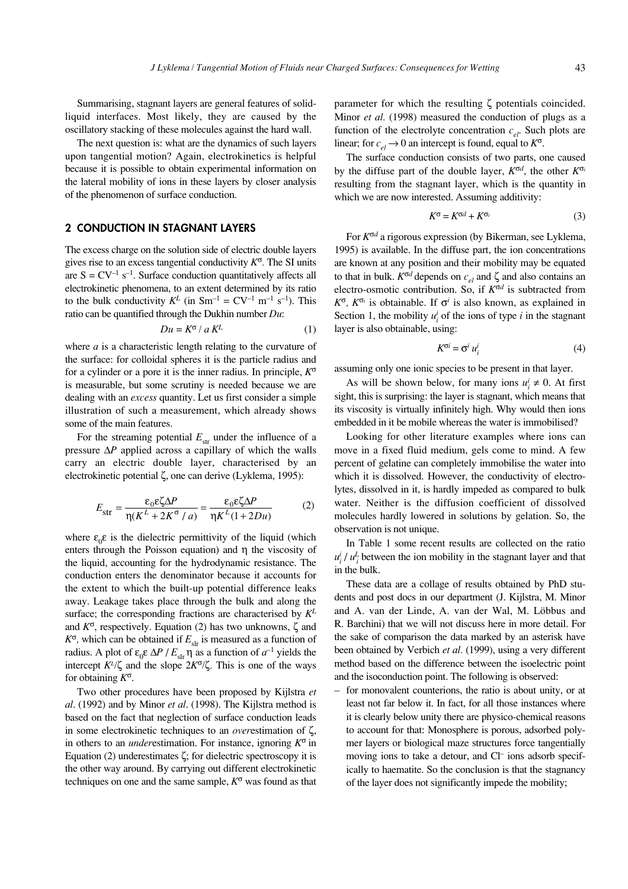Summarising, stagnant layers are general features of solid-liquid interfaces. Most likely, they are caused by the oscillatory stacking of these molecules against the hard wall.

The next question is: what are the dynamics of such layers upon tangential motion? Again, electrokinetics is helpful because it is possible to obtain experimental information on the lateral mobility of ions in these layers by closer analysis of the phenomenon of surface conduction.

## 2 CONDUCTION IN STAGNANT LAYERS

The excess charge on the solution side of electric double layers gives rise to an excess tangential conductivity $K^\sigma$. The SI units are S = CV$^{-1}$ s$^{-1}$. Surface conduction quantitatively affects all electrokinetic phenomena, to an extent determined by its ratio to the bulk conductivity $K^L$ (in Sm$^{-1}$ = CV$^{-1}$ m$^{-1}$ s$^{-1}$). This ratio can be quantified through the Dukhin number $Du$:

$$Du = K^\sigma / a K^L \tag{1}$$

where $a$ is a characteristic length relating to the curvature of the surface: for colloidal spheres it is the particle radius and for a cylinder or a pore it is the inner radius. In principle, $K^\sigma$ is measurable, but some scrutiny is needed because we are dealing with an *excess* quantity. Let us first consider a simple illustration of such a measurement, which already shows some of the main features.

For the streaming potential $E_{\text{str}}$ under the influence of a pressure $\Delta P$ applied across a capillary of which the walls carry an electric double layer, characterised by an electrokinetic potential $\zeta$, one can derive (Lyklema, 1995):

$$E_{\text{str}} = \frac{\varepsilon_0 \varepsilon \zeta \Delta P}{\eta (K^L + 2K^\sigma / a)} = \frac{\varepsilon_0 \varepsilon \zeta \Delta P}{\eta K^L (1 + 2Du)} \tag{2}$$

where $\varepsilon_0\varepsilon$ is the dielectric permittivity of the liquid (which enters through the Poisson equation) and $\eta$ the viscosity of the liquid, accounting for the hydrodynamic resistance. The conduction enters the denominator because it accounts for the extent to which the built-up potential difference leaks away. Leakage takes place through the bulk and along the surface; the corresponding fractions are characterised by $K^L$ and $K^\sigma$, respectively. Equation (2) has two unknowns, $\zeta$ and $K^\sigma$, which can be obtained if $E_{\text{slr}}$ is measured as a function of radius. A plot of $\varepsilon_0\varepsilon\, \Delta P / E_{\text{slr}}\, \eta$ as a function of $a^{-1}$ yields the intercept $K^L/\zeta$ and the slope $2K^\sigma/\zeta$. This is one of the ways for obtaining $K^\sigma$.

Two other procedures have been proposed by Kijlstra *et al*. (1992) and by Minor *et al*. (1998). The Kijlstra method is based on the fact that neglection of surface conduction leads in some electrokinetic techniques to an *over*estimation of $\zeta$, in others to an *under*estimation. For instance, ignoring $K^\sigma$ in Equation (2) underestimates $\zeta$; for dielectric spectroscopy it is the other way around. By carrying out different electrokinetic techniques on one and the same sample, $K^\sigma$ was found as that parameter for which the resulting $\zeta$ potentials coincided. Minor *et al.* (1998) measured the conduction of plugs as a function of the electrolyte concentration $c_{el}$. Such plots are linear; for $c_{el} \to 0$ an intercept is found, equal to $K^\sigma$.

The surface conduction consists of two parts, one caused by the diffuse part of the double layer, $K^{\sigma d}$, the other $K^{\sigma i}$ resulting from the stagnant layer, which is the quantity in which we are now interested. Assuming additivity:

$$K^\sigma = K^{\sigma d} + K^{\sigma i} \tag{3}$$

For $K^{\sigma d}$ a rigorous expression (by Bikerman, see Lyklema, 1995) is available. In the diffuse part, the ion concentrations are known at any position and their mobility may be equated to that in bulk. $K^{\sigma d}$ depends on $c_{el}$ and $\zeta$ and also contains an electro-osmotic contribution. So, if $K^{\sigma d}$ is subtracted from $K^\sigma$, $K^{\sigma_i}$ is obtainable. If $\sigma^i$ is also known, as explained in Section 1, the mobility $u_i^i$ of the ions of type $i$ in the stagnant layer is also obtainable, using:

$$K^{\sigma i} = \sigma^i u_i^i \tag{4}$$

assuming only one ionic species to be present in that layer.

As will be shown below, for many ions $u_i^i \neq 0$. At first sight, this is surprising: the layer is stagnant, which means that its viscosity is virtually infinitely high. Why would then ions embedded in it be mobile whereas the water is immobilised?

Looking for other literature examples where ions can move in a fixed fluid medium, gels come to mind. A few percent of gelatine can completely immobilise the water into which it is dissolved. However, the conductivity of electrolytes, dissolved in it, is hardly impeded as compared to bulk water. Neither is the diffusion coefficient of dissolved molecules hardly lowered in solutions by gelation. So, the observation is not unique.

In Table 1 some recent results are collected on the ratio $u_i^i / u_i^L$ between the ion mobility in the stagnant layer and that in the bulk.

These data are a collage of results obtained by PhD students and post docs in our department (J. Kijlstra, M. Minor and A. van der Linde, A. van der Wal, M. Löbbus and R. Barchini) that we will not discuss here in more detail. For the sake of comparison the data marked by an asterisk have been obtained by Verbich *et al*. (1999), using a very different method based on the difference between the isoelectric point and the isoconduction point. The following is observed:

- for monovalent counterions, the ratio is about unity, or at least not far below it. In fact, for all those instances where it is clearly below unity there are physico-chemical reasons to account for that: Monosphere is porous, adsorbed polymer layers or biological maze structures force tangentially moving ions to take a detour, and $Cl^-$ ions adsorb specifically to haematite. So the conclusion is that the stagnancy of the layer does not significantly impede the mobility;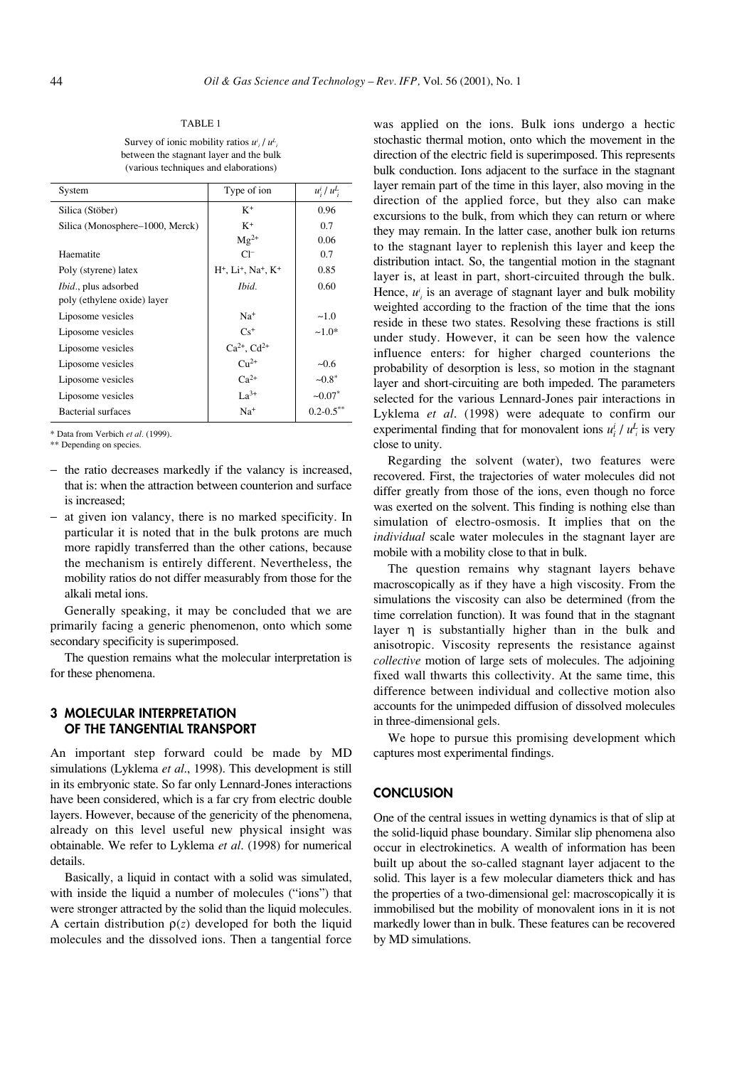TABLE 1

Survey of ionic mobility ratios $u^i_i / u^L_i$ between the stagnant layer and the bulk (various techniques and elaborations)

| System | Type of ion | $u^i_i / u^L_i$ |
|---|---|---|
| Silica (Stöber) | $K^+$ | 0.96 |
| Silica (Monosphere–1000, Merck) | $K^+$ | 0.7 |
| | $Mg^{2+}$ | 0.06 |
| Haematite | $Cl^-$ | 0.7 |
| Poly (styrene) latex | $H^+$, $Li^+$, $Na^+$, $K^+$ | 0.85 |
| *Ibid*., plus adsorbed poly (ethylene oxide) layer | *Ibid.* | 0.60 |
| Liposome vesicles | $Na^+$ | ~1.0 |
| Liposome vesicles | $Cs^+$ | ~1.0* |
| Liposome vesicles | $Ca^{2+}$, $Cd^{2+}$ | |
| Liposome vesicles | $Cu^{2+}$ | ~0.6 |
| Liposome vesicles | $Ca^{2+}$ | ~0.8* |
| Liposome vesicles | $La^{3+}$ | ~0.07* |
| Bacterial surfaces | $Na^+$ | 0.2-0.5** |

\* Data from Verbich *et al*. (1999).
\** Depending on species.

- the ratio decreases markedly if the valancy is increased, that is: when the attraction between counterion and surface is increased;
- at given ion valancy, there is no marked specificity. In particular it is noted that in the bulk protons are much more rapidly transferred than the other cations, because the mechanism is entirely different. Nevertheless, the mobility ratios do not differ measurably from those for the alkali metal ions.

Generally speaking, it may be concluded that we are primarily facing a generic phenomenon, onto which some secondary specificity is superimposed.

The question remains what the molecular interpretation is for these phenomena.

## 3 MOLECULAR INTERPRETATION OF THE TANGENTIAL TRANSPORT

An important step forward could be made by MD simulations (Lyklema *et al*., 1998). This development is still in its embryonic state. So far only Lennard-Jones interactions have been considered, which is a far cry from electric double layers. However, because of the genericity of the phenomena, already on this level useful new physical insight was obtainable. We refer to Lyklema *et al*. (1998) for numerical details.

Basically, a liquid in contact with a solid was simulated, with inside the liquid a number of molecules ("ions") that were stronger attracted by the solid than the liquid molecules. A certain distribution $\rho(z)$ developed for both the liquid molecules and the dissolved ions. Then a tangential force was applied on the ions. Bulk ions undergo a hectic stochastic thermal motion, onto which the movement in the direction of the electric field is superimposed. This represents bulk conduction. Ions adjacent to the surface in the stagnant layer remain part of the time in this layer, also moving in the direction of the applied force, but they also can make excursions to the bulk, from which they can return or where they may remain. In the latter case, another bulk ion returns to the stagnant layer to replenish this layer and keep the distribution intact. So, the tangential motion in the stagnant layer is, at least in part, short-circuited through the bulk. Hence, $u^i_i$ is an average of stagnant layer and bulk mobility weighted according to the fraction of the time that the ions reside in these two states. Resolving these fractions is still under study. However, it can be seen how the valence influence enters: for higher charged counterions the probability of desorption is less, so motion in the stagnant layer and short-circuiting are both impeded. The parameters selected for the various Lennard-Jones pair interactions in Lyklema *et al*. (1998) were adequate to confirm our experimental finding that for monovalent ions $u^i_i / u^L_i$ is very close to unity.

Regarding the solvent (water), two features were recovered. First, the trajectories of water molecules did not differ greatly from those of the ions, even though no force was exerted on the solvent. This finding is nothing else than simulation of electro-osmosis. It implies that on the *individual* scale water molecules in the stagnant layer are mobile with a mobility close to that in bulk.

The question remains why stagnant layers behave macroscopically as if they have a high viscosity. From the simulations the viscosity can also be determined (from the time correlation function). It was found that in the stagnant layer $\eta$ is substantially higher than in the bulk and anisotropic. Viscosity represents the resistance against *collective* motion of large sets of molecules. The adjoining fixed wall thwarts this collectivity. At the same time, this difference between individual and collective motion also accounts for the unimpeded diffusion of dissolved molecules in three-dimensional gels.

We hope to pursue this promising development which captures most experimental findings.

## CONCLUSION

One of the central issues in wetting dynamics is that of slip at the solid-liquid phase boundary. Similar slip phenomena also occur in electrokinetics. A wealth of information has been built up about the so-called stagnant layer adjacent to the solid. This layer is a few molecular diameters thick and has the properties of a two-dimensional gel: macroscopically it is immobilised but the mobility of monovalent ions in it is not markedly lower than in bulk. These features can be recovered by MD simulations.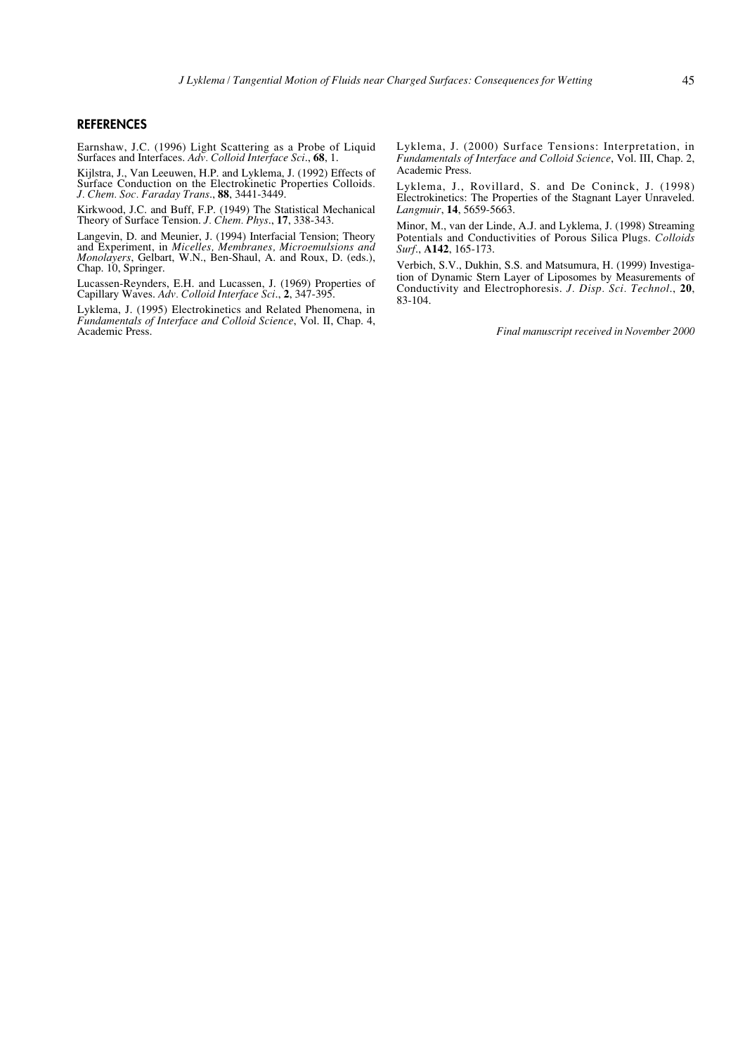## REFERENCES

Earnshaw, J.C. (1996) Light Scattering as a Probe of Liquid Surfaces and Interfaces. *Adv. Colloid Interface Sci.*, **68**, 1.

Kijlstra, J., Van Leeuwen, H.P. and Lyklema, J. (1992) Effects of Surface Conduction on the Electrokinetic Properties Colloids. *J. Chem. Soc. Faraday Trans.*, **88**, 3441-3449.

Kirkwood, J.C. and Buff, F.P. (1949) The Statistical Mechanical Theory of Surface Tension. *J. Chem. Phys.*, **17**, 338-343.

Langevin, D. and Meunier, J. (1994) Interfacial Tension; Theory and Experiment, in *Micelles, Membranes, Microemulsions and Monolayers*, Gelbart, W.N., Ben-Shaul, A. and Roux, D. (eds.), Chap. 10, Springer.

Lucassen-Reynders, E.H. and Lucassen, J. (1969) Properties of Capillary Waves. *Adv. Colloid Interface Sci.*, **2**, 347-395.

Lyklema, J. (1995) Electrokinetics and Related Phenomena, in *Fundamentals of Interface and Colloid Science*, Vol. II, Chap. 4, Academic Press.

Lyklema, J. (2000) Surface Tensions: Interpretation, in *Fundamentals of Interface and Colloid Science*, Vol. III, Chap. 2, Academic Press.

Lyklema, J., Rovillard, S. and De Coninck, J. (1998) Electrokinetics: The Properties of the Stagnant Layer Unraveled. *Langmuir*, **14**, 5659-5663.

Minor, M., van der Linde, A.J. and Lyklema, J. (1998) Streaming Potentials and Conductivities of Porous Silica Plugs. *Colloids Surf.*, **A142**, 165-173.

Verbich, S.V., Dukhin, S.S. and Matsumura, H. (1999) Investigation of Dynamic Stern Layer of Liposomes by Measurements of Conductivity and Electrophoresis. *J. Disp. Sci. Technol.*, **20**, 83-104.

*Final manuscript received in November 2000*